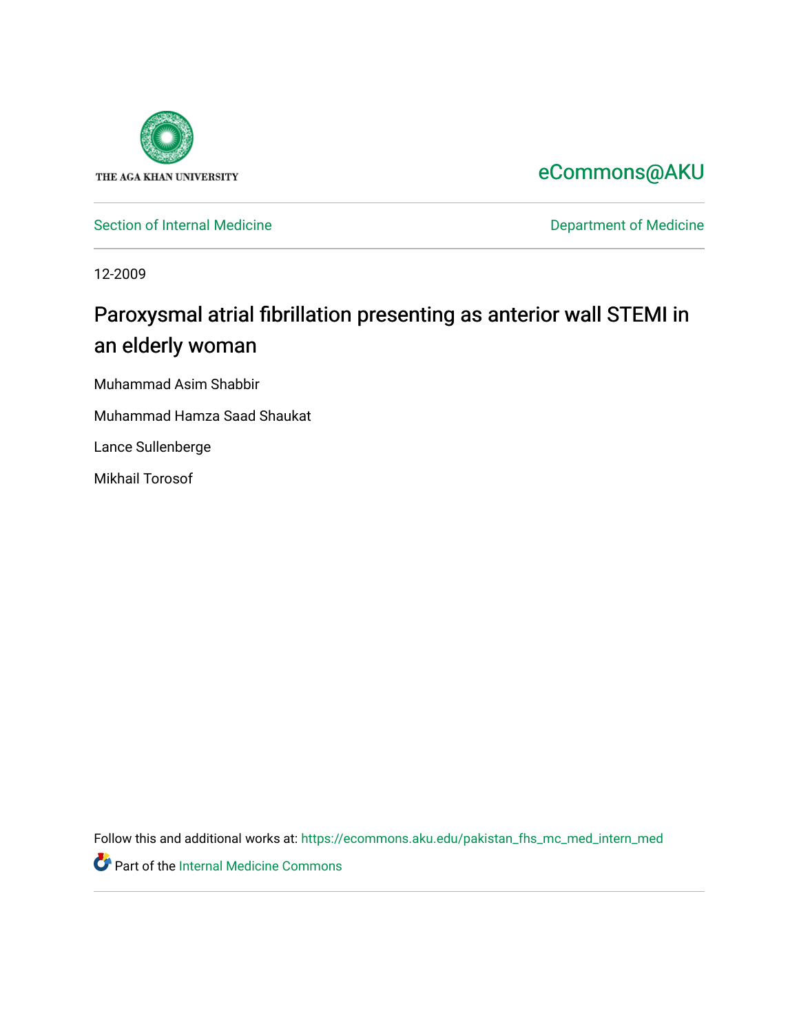THE AGA KHAN UNIVERSITY

eCommons@AKU

Section of Internal Medicine

Department of Medicine

12-2009

# Paroxysmal atrial fibrillation presenting as anterior wall STEMI in an elderly woman

Muhammad Asim Shabbir

Muhammad Hamza Saad Shaukat

Lance Sullenberge

Mikhail Torosof

Follow this and additional works at: https://ecommons.aku.edu/pakistan_fhs_mc_med_intern_med

Part of the Internal Medicine Commons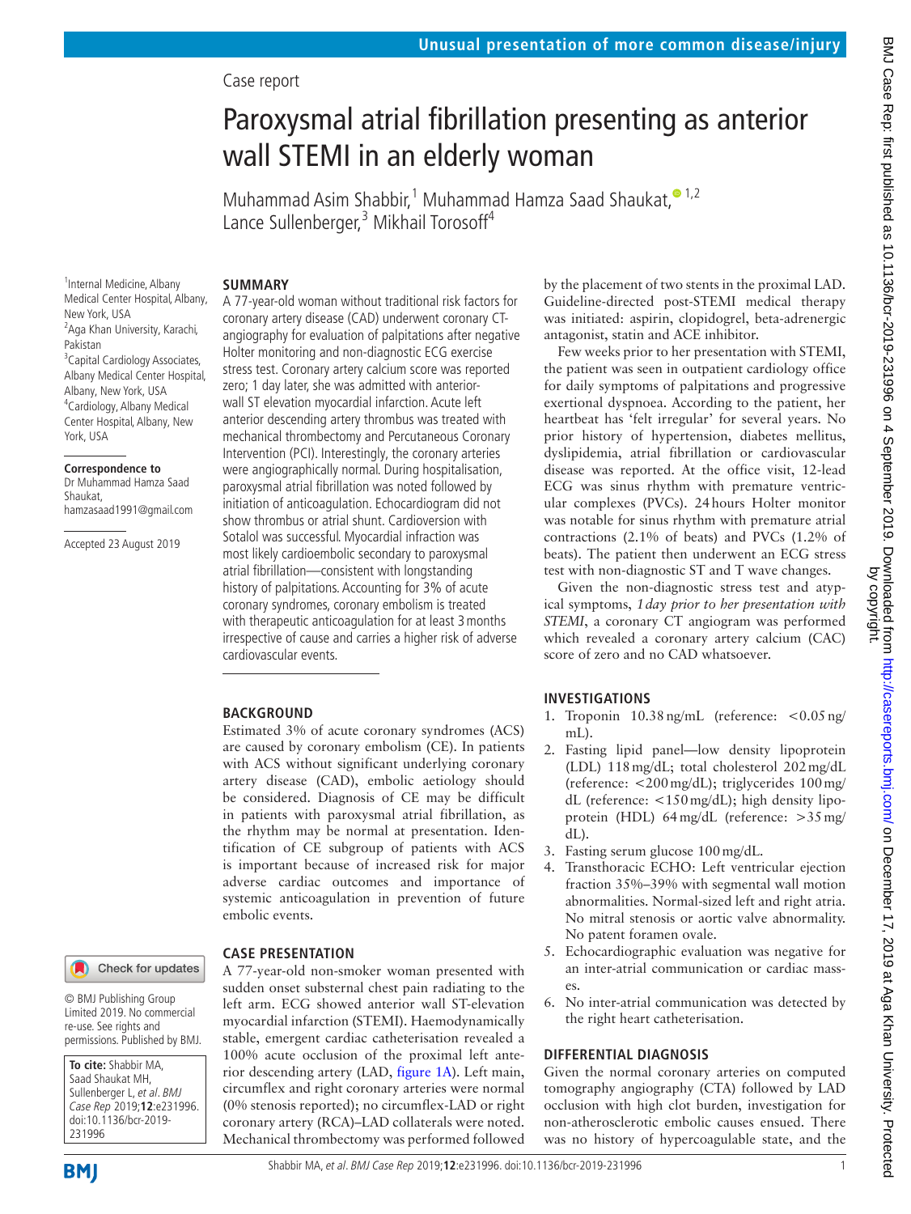Case report

# Paroxysmal atrial fibrillation presenting as anterior wall STEMI in an elderly woman

Muhammad Asim Shabbir,[1] Muhammad Hamza Saad Shaukat,[1,2] Lance Sullenberger,[3] Mikhail Torosoff[4]

[1]Internal Medicine, Albany Medical Center Hospital, Albany, New York, USA
[2]Aga Khan University, Karachi, Pakistan
[3]Capital Cardiology Associates, Albany Medical Center Hospital, Albany, New York, USA
[4]Cardiology, Albany Medical Center Hospital, Albany, New York, USA

**Correspondence to**
Dr Muhammad Hamza Saad Shaukat,
hamzasaad1991@gmail.com

Accepted 23 August 2019

© BMJ Publishing Group Limited 2019. No commercial re-use. See rights and permissions. Published by BMJ.

**To cite:** Shabbir MA, Saad Shaukat MH, Sullenberger L, *et al. BMJ Case Rep* 2019;**12**:e231996. doi:10.1136/bcr-2019-231996

## SUMMARY

A 77-year-old woman without traditional risk factors for coronary artery disease (CAD) underwent coronary CT-angiography for evaluation of palpitations after negative Holter monitoring and non-diagnostic ECG exercise stress test. Coronary artery calcium score was reported zero; 1 day later, she was admitted with anterior-wall ST elevation myocardial infarction. Acute left anterior descending artery thrombus was treated with mechanical thrombectomy and Percutaneous Coronary Intervention (PCI). Interestingly, the coronary arteries were angiographically normal. During hospitalisation, paroxysmal atrial fibrillation was noted followed by initiation of anticoagulation. Echocardiogram did not show thrombus or atrial shunt. Cardioversion with Sotalol was successful. Myocardial infraction was most likely cardioembolic secondary to paroxysmal atrial fibrillation—consistent with longstanding history of palpitations. Accounting for 3% of acute coronary syndromes, coronary embolism is treated with therapeutic anticoagulation for at least 3 months irrespective of cause and carries a higher risk of adverse cardiovascular events.

## BACKGROUND

Estimated 3% of acute coronary syndromes (ACS) are caused by coronary embolism (CE). In patients with ACS without significant underlying coronary artery disease (CAD), embolic aetiology should be considered. Diagnosis of CE may be difficult in patients with paroxysmal atrial fibrillation, as the rhythm may be normal at presentation. Identification of CE subgroup of patients with ACS is important because of increased risk for major adverse cardiac outcomes and importance of systemic anticoagulation in prevention of future embolic events.

## CASE PRESENTATION

A 77-year-old non-smoker woman presented with sudden onset substernal chest pain radiating to the left arm. ECG showed anterior wall ST-elevation myocardial infarction (STEMI). Haemodynamically stable, emergent cardiac catheterisation revealed a 100% acute occlusion of the proximal left anterior descending artery (LAD, figure 1A). Left main, circumflex and right coronary arteries were normal (0% stenosis reported); no circumflex-LAD or right coronary artery (RCA)–LAD collaterals were noted. Mechanical thrombectomy was performed followed by the placement of two stents in the proximal LAD. Guideline-directed post-STEMI medical therapy was initiated: aspirin, clopidogrel, beta-adrenergic antagonist, statin and ACE inhibitor.

Few weeks prior to her presentation with STEMI, the patient was seen in outpatient cardiology office for daily symptoms of palpitations and progressive exertional dyspnoea. According to the patient, her heartbeat has 'felt irregular' for several years. No prior history of hypertension, diabetes mellitus, dyslipidemia, atrial fibrillation or cardiovascular disease was reported. At the office visit, 12-lead ECG was sinus rhythm with premature ventricular complexes (PVCs). 24 hours Holter monitor was notable for sinus rhythm with premature atrial contractions (2.1% of beats) and PVCs (1.2% of beats). The patient then underwent an ECG stress test with non-diagnostic ST and T wave changes.

Given the non-diagnostic stress test and atypical symptoms, *1 day prior to her presentation with STEMI*, a coronary CT angiogram was performed which revealed a coronary artery calcium (CAC) score of zero and no CAD whatsoever.

## INVESTIGATIONS

1. Troponin 10.38 ng/mL (reference: <0.05 ng/mL).
2. Fasting lipid panel—low density lipoprotein (LDL) 118 mg/dL; total cholesterol 202 mg/dL (reference: <200 mg/dL); triglycerides 100 mg/dL (reference: <150 mg/dL); high density lipoprotein (HDL) 64 mg/dL (reference: >35 mg/dL).
3. Fasting serum glucose 100 mg/dL.
4. Transthoracic ECHO: Left ventricular ejection fraction 35%–39% with segmental wall motion abnormalities. Normal-sized left and right atria. No mitral stenosis or aortic valve abnormality. No patent foramen ovale.
5. Echocardiographic evaluation was negative for an inter-atrial communication or cardiac masses.
6. No inter-atrial communication was detected by the right heart catheterisation.

## DIFFERENTIAL DIAGNOSIS

Given the normal coronary arteries on computed tomography angiography (CTA) followed by LAD occlusion with high clot burden, investigation for non-atherosclerotic embolic causes ensued. There was no history of hypercoagulable state, and the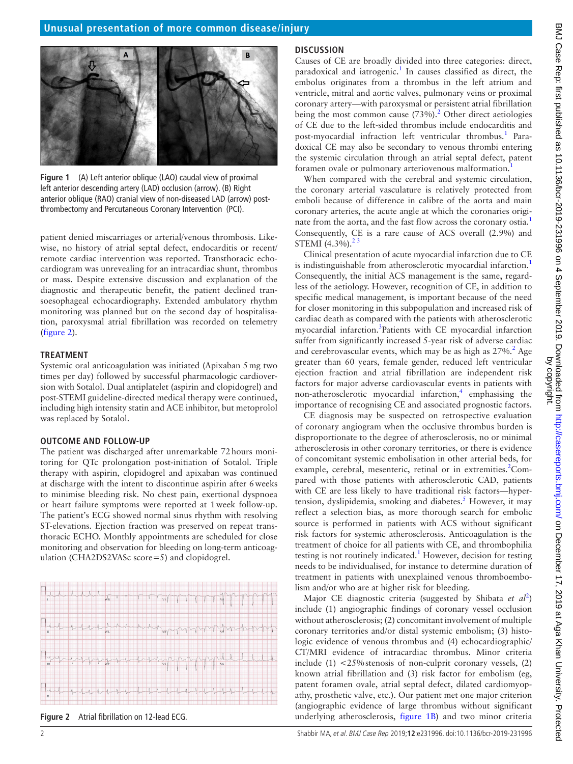Figure 1 (A) Left anterior oblique (LAO) caudal view of proximal left anterior descending artery (LAD) occlusion (arrow). (B) Right anterior oblique (RAO) cranial view of non-diseased LAD (arrow) post-thrombectomy and Percutaneous Coronary Intervention (PCI).

patient denied miscarriages or arterial/venous thrombosis. Likewise, no history of atrial septal defect, endocarditis or recent/remote cardiac intervention was reported. Transthoracic echocardiogram was unrevealing for an intracardiac shunt, thrombus or mass. Despite extensive discussion and explanation of the diagnostic and therapeutic benefit, the patient declined transoesophageal echocardiography. Extended ambulatory rhythm monitoring was planned but on the second day of hospitalisation, paroxysmal atrial fibrillation was recorded on telemetry (figure 2).

## TREATMENT

Systemic oral anticoagulation was initiated (Apixaban 5 mg two times per day) followed by successful pharmacologic cardioversion with Sotalol. Dual antiplatelet (aspirin and clopidogrel) and post-STEMI guideline-directed medical therapy were continued, including high intensity statin and ACE inhibitor, but metoprolol was replaced by Sotalol.

## OUTCOME AND FOLLOW-UP

The patient was discharged after unremarkable 72 hours monitoring for QTc prolongation post-initiation of Sotalol. Triple therapy with aspirin, clopidogrel and apixaban was continued at discharge with the intent to discontinue aspirin after 6 weeks to minimise bleeding risk. No chest pain, exertional dyspnoea or heart failure symptoms were reported at 1 week follow-up. The patient's ECG showed normal sinus rhythm with resolving ST-elevations. Ejection fraction was preserved on repeat transthoracic ECHO. Monthly appointments are scheduled for close monitoring and observation for bleeding on long-term anticoagulation (CHA2DS2VASc score=5) and clopidogrel.

Figure 2 Atrial fibrillation on 12-lead ECG.

## DISCUSSION

Causes of CE are broadly divided into three categories: direct, paradoxical and iatrogenic.[1] In causes classified as direct, the embolus originates from a thrombus in the left atrium and ventricle, mitral and aortic valves, pulmonary veins or proximal coronary artery—with paroxysmal or persistent atrial fibrillation being the most common cause (73%).[2] Other direct aetiologies of CE due to the left-sided thrombus include endocarditis and post-myocardial infraction left ventricular thrombus.[1] Paradoxical CE may also be secondary to venous thrombi entering the systemic circulation through an atrial septal defect, patent foramen ovale or pulmonary arteriovenous malformation.[1]

When compared with the cerebral and systemic circulation, the coronary arterial vasculature is relatively protected from emboli because of difference in calibre of the aorta and main coronary arteries, the acute angle at which the coronaries originate from the aorta, and the fast flow across the coronary ostia.[1] Consequently, CE is a rare cause of ACS overall (2.9%) and STEMI (4.3%).[2,3]

Clinical presentation of acute myocardial infarction due to CE is indistinguishable from atherosclerotic myocardial infarction.[1] Consequently, the initial ACS management is the same, regardless of the aetiology. However, recognition of CE, in addition to specific medical management, is important because of the need for closer monitoring in this subpopulation and increased risk of cardiac death as compared with the patients with atherosclerotic myocardial infarction.[3] Patients with CE myocardial infarction suffer from significantly increased 5-year risk of adverse cardiac and cerebrovascular events, which may be as high as 27%.[2] Age greater than 60 years, female gender, reduced left ventricular ejection fraction and atrial fibrillation are independent risk factors for major adverse cardiovascular events in patients with non-atherosclerotic myocardial infarction,[4] emphasising the importance of recognising CE and associated prognostic factors.

CE diagnosis may be suspected on retrospective evaluation of coronary angiogram when the occlusive thrombus burden is disproportionate to the degree of atherosclerosis, no or minimal atherosclerosis in other coronary territories, or there is evidence of concomitant systemic embolisation in other arterial beds, for example, cerebral, mesenteric, retinal or in extremities.[2] Compared with those patients with atherosclerotic CAD, patients with CE are less likely to have traditional risk factors—hypertension, dyslipidemia, smoking and diabetes.[5] However, it may reflect a selection bias, as more thorough search for embolic source is performed in patients with ACS without significant risk factors for systemic atherosclerosis. Anticoagulation is the treatment of choice for all patients with CE, and thrombophilia testing is not routinely indicated.[1] However, decision for testing needs to be individualised, for instance to determine duration of treatment in patients with unexplained venous thromboembolism and/or who are at higher risk for bleeding.

Major CE diagnostic criteria (suggested by Shibata *et al*[2]) include (1) angiographic findings of coronary vessel occlusion without atherosclerosis; (2) concomitant involvement of multiple coronary territories and/or distal systemic embolism; (3) histologic evidence of venous thrombus and (4) echocardiographic/CT/MRI evidence of intracardiac thrombus. Minor criteria include (1) <25% stenosis of non-culprit coronary vessels, (2) known atrial fibrillation and (3) risk factor for embolism (eg, patent foramen ovale, atrial septal defect, dilated cardiomyopathy, prosthetic valve, etc.). Our patient met one major criterion (angiographic evidence of large thrombus without significant underlying atherosclerosis, figure 1B) and two minor criteria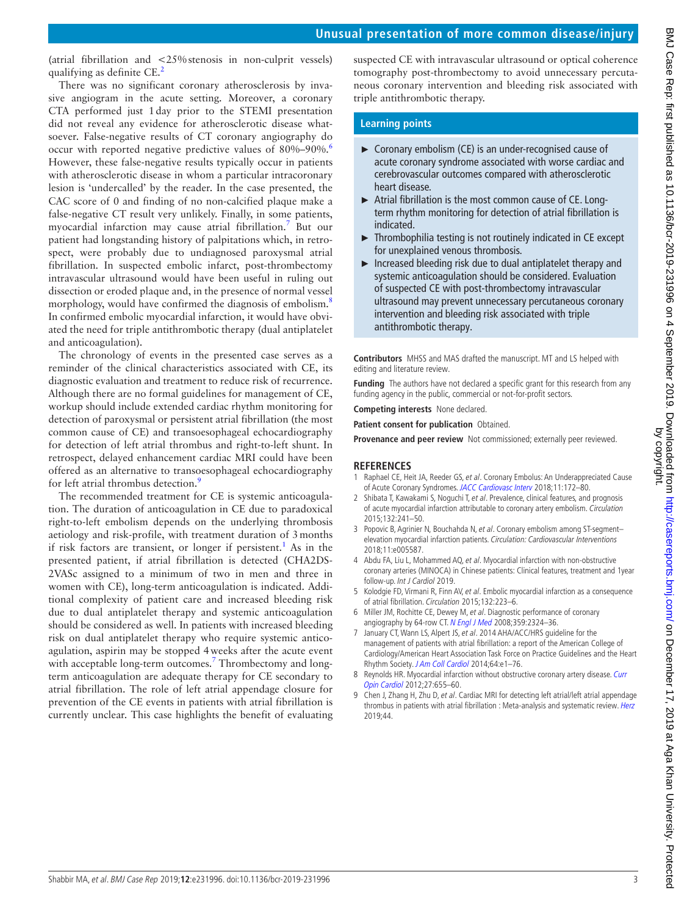(atrial fibrillation and <25% stenosis in non-culprit vessels) qualifying as definite CE.[2]

There was no significant coronary atherosclerosis by invasive angiogram in the acute setting. Moreover, a coronary CTA performed just 1 day prior to the STEMI presentation did not reveal any evidence for atherosclerotic disease whatsoever. False-negative results of CT coronary angiography do occur with reported negative predictive values of 80%–90%.[6] However, these false-negative results typically occur in patients with atherosclerotic disease in whom a particular intracoronary lesion is 'undercalled' by the reader. In the case presented, the CAC score of 0 and finding of no non-calcified plaque make a false-negative CT result very unlikely. Finally, in some patients, myocardial infarction may cause atrial fibrillation.[7] But our patient had longstanding history of palpitations which, in retrospect, were probably due to undiagnosed paroxysmal atrial fibrillation. In suspected embolic infarct, post-thrombectomy intravascular ultrasound would have been useful in ruling out dissection or eroded plaque and, in the presence of normal vessel morphology, would have confirmed the diagnosis of embolism.[8] In confirmed embolic myocardial infarction, it would have obviated the need for triple antithrombotic therapy (dual antiplatelet and anticoagulation).

The chronology of events in the presented case serves as a reminder of the clinical characteristics associated with CE, its diagnostic evaluation and treatment to reduce risk of recurrence. Although there are no formal guidelines for management of CE, workup should include extended cardiac rhythm monitoring for detection of paroxysmal or persistent atrial fibrillation (the most common cause of CE) and transoesophageal echocardiography for detection of left atrial thrombus and right-to-left shunt. In retrospect, delayed enhancement cardiac MRI could have been offered as an alternative to transoesophageal echocardiography for left atrial thrombus detection.[9]

The recommended treatment for CE is systemic anticoagulation. The duration of anticoagulation in CE due to paradoxical right-to-left embolism depends on the underlying thrombosis aetiology and risk-profile, with treatment duration of 3 months if risk factors are transient, or longer if persistent.[1] As in the presented patient, if atrial fibrillation is detected (CHA2DS-2VASc assigned to a minimum of two in men and three in women with CE), long-term anticoagulation is indicated. Additional complexity of patient care and increased bleeding risk due to dual antiplatelet therapy and systemic anticoagulation should be considered as well. In patients with increased bleeding risk on dual antiplatelet therapy who require systemic anticoagulation, aspirin may be stopped 4 weeks after the acute event with acceptable long-term outcomes.[7] Thrombectomy and long-term anticoagulation are adequate therapy for CE secondary to atrial fibrillation. The role of left atrial appendage closure for prevention of the CE events in patients with atrial fibrillation is currently unclear. This case highlights the benefit of evaluating suspected CE with intravascular ultrasound or optical coherence tomography post-thrombectomy to avoid unnecessary percutaneous coronary intervention and bleeding risk associated with triple antithrombotic therapy.

## Learning points

- Coronary embolism (CE) is an under-recognised cause of acute coronary syndrome associated with worse cardiac and cerebrovascular outcomes compared with atherosclerotic heart disease.
- Atrial fibrillation is the most common cause of CE. Long-term rhythm monitoring for detection of atrial fibrillation is indicated.
- Thrombophilia testing is not routinely indicated in CE except for unexplained venous thrombosis.
- Increased bleeding risk due to dual antiplatelet therapy and systemic anticoagulation should be considered. Evaluation of suspected CE with post-thrombectomy intravascular ultrasound may prevent unnecessary percutaneous coronary intervention and bleeding risk associated with triple antithrombotic therapy.

**Contributors** MHSS and MAS drafted the manuscript. MT and LS helped with editing and literature review.

**Funding** The authors have not declared a specific grant for this research from any funding agency in the public, commercial or not-for-profit sectors.

**Competing interests** None declared.

**Patient consent for publication** Obtained.

**Provenance and peer review** Not commissioned; externally peer reviewed.

## REFERENCES

1. Raphael CE, Heit JA, Reeder GS, *et al*. Coronary Embolus: An Underappreciated Cause of Acute Coronary Syndromes. *JACC Cardiovasc Interv* 2018;11:172–80.
2. Shibata T, Kawakami S, Noguchi T, *et al*. Prevalence, clinical features, and prognosis of acute myocardial infarction attributable to coronary artery embolism. *Circulation* 2015;132:241–50.
3. Popovic B, Agrinier N, Bouchahda N, *et al*. Coronary embolism among ST-segment–elevation myocardial infarction patients. *Circulation: Cardiovascular Interventions* 2018;11:e005587.
4. Abdu FA, Liu L, Mohammed AQ, *et al*. Myocardial infarction with non-obstructive coronary arteries (MINOCA) in Chinese patients: Clinical features, treatment and 1year follow-up. *Int J Cardiol* 2019.
5. Kolodgie FD, Virmani R, Finn AV, *et al*. Embolic myocardial infarction as a consequence of atrial fibrillation. *Circulation* 2015;132:223–6.
6. Miller JM, Rochitte CE, Dewey M, *et al*. Diagnostic performance of coronary angiography by 64-row CT. *N Engl J Med* 2008;359:2324–36.
7. January CT, Wann LS, Alpert JS, *et al*. 2014 AHA/ACC/HRS guideline for the management of patients with atrial fibrillation: a report of the American College of Cardiology/American Heart Association Task Force on Practice Guidelines and the Heart Rhythm Society. *J Am Coll Cardiol* 2014;64:e1–76.
8. Reynolds HR. Myocardial infarction without obstructive coronary artery disease. *Curr Opin Cardiol* 2012;27:655–60.
9. Chen J, Zhang H, Zhu D, *et al*. Cardiac MRI for detecting left atrial/left atrial appendage thrombus in patients with atrial fibrillation : Meta-analysis and systematic review. *Herz* 2019;44.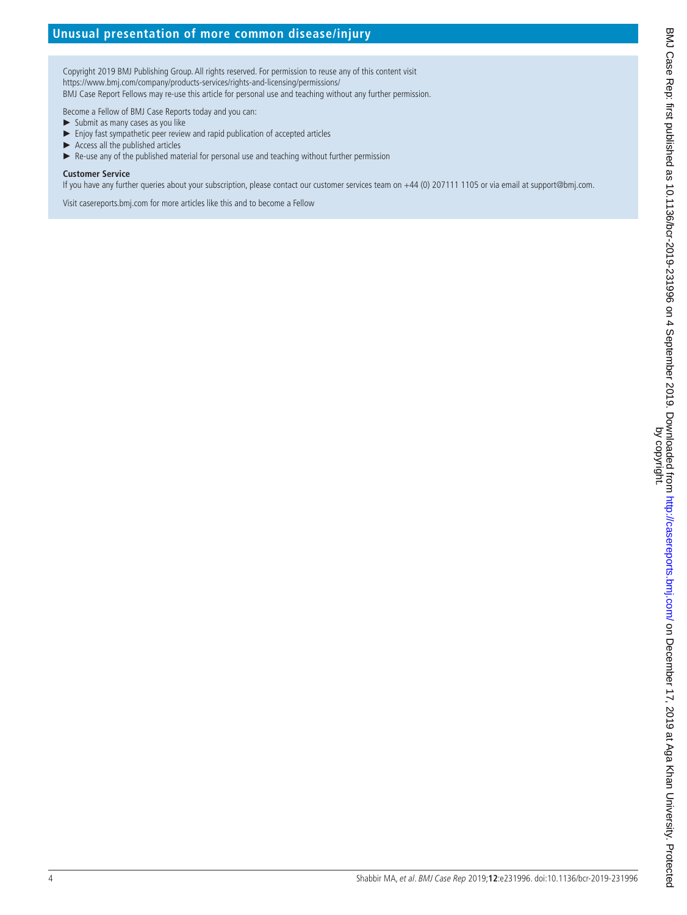Copyright 2019 BMJ Publishing Group. All rights reserved. For permission to reuse any of this content visit
https://www.bmj.com/company/products-services/rights-and-licensing/permissions/
BMJ Case Report Fellows may re-use this article for personal use and teaching without any further permission.

Become a Fellow of BMJ Case Reports today and you can:

- ► Submit as many cases as you like
- ► Enjoy fast sympathetic peer review and rapid publication of accepted articles
- ► Access all the published articles
- ► Re-use any of the published material for personal use and teaching without further permission

**Customer Service**

If you have any further queries about your subscription, please contact our customer services team on +44 (0) 207111 1105 or via email at support@bmj.com.

Visit casereports.bmj.com for more articles like this and to become a Fellow